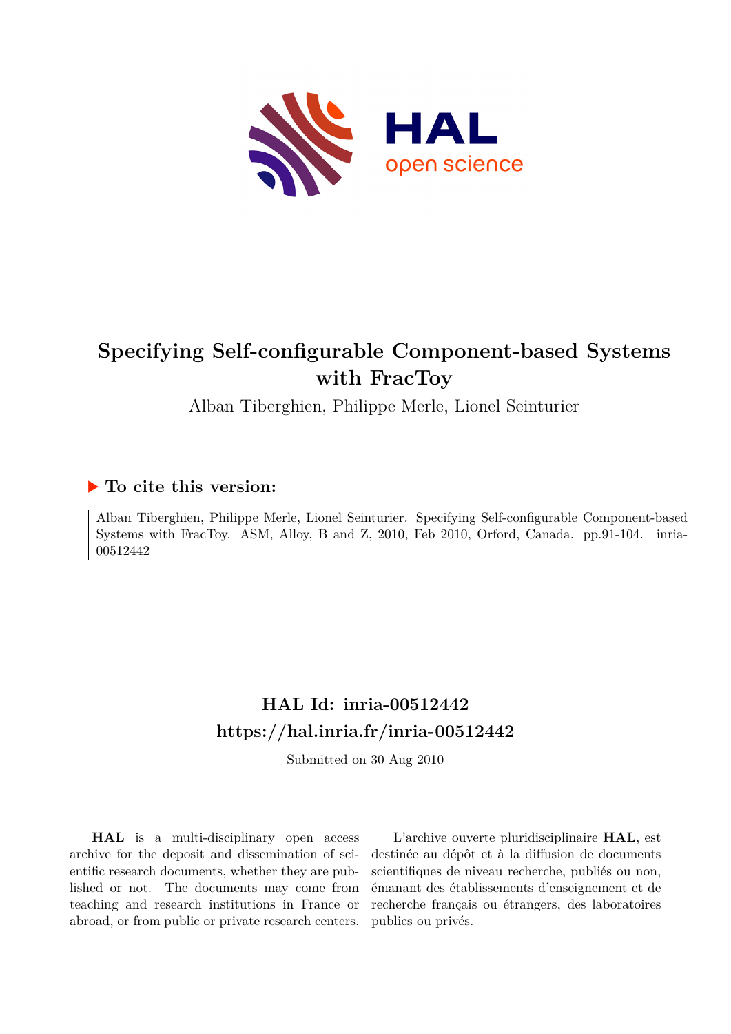# Specifying Self-configurable Component-based Systems with FracToy

Alban Tiberghien, Philippe Merle, Lionel Seinturier

## ▶ To cite this version:

Alban Tiberghien, Philippe Merle, Lionel Seinturier. Specifying Self-configurable Component-based Systems with FracToy. ASM, Alloy, B and Z, 2010, Feb 2010, Orford, Canada. pp.91-104. inria-00512442

## HAL Id: inria-00512442
## https://hal.inria.fr/inria-00512442

Submitted on 30 Aug 2010

**HAL** is a multi-disciplinary open access archive for the deposit and dissemination of scientific research documents, whether they are published or not. The documents may come from teaching and research institutions in France or abroad, or from public or private research centers.

L'archive ouverte pluridisciplinaire **HAL**, est destinée au dépôt et à la diffusion de documents scientifiques de niveau recherche, publiés ou non, émanant des établissements d'enseignement et de recherche français ou étrangers, des laboratoires publics ou privés.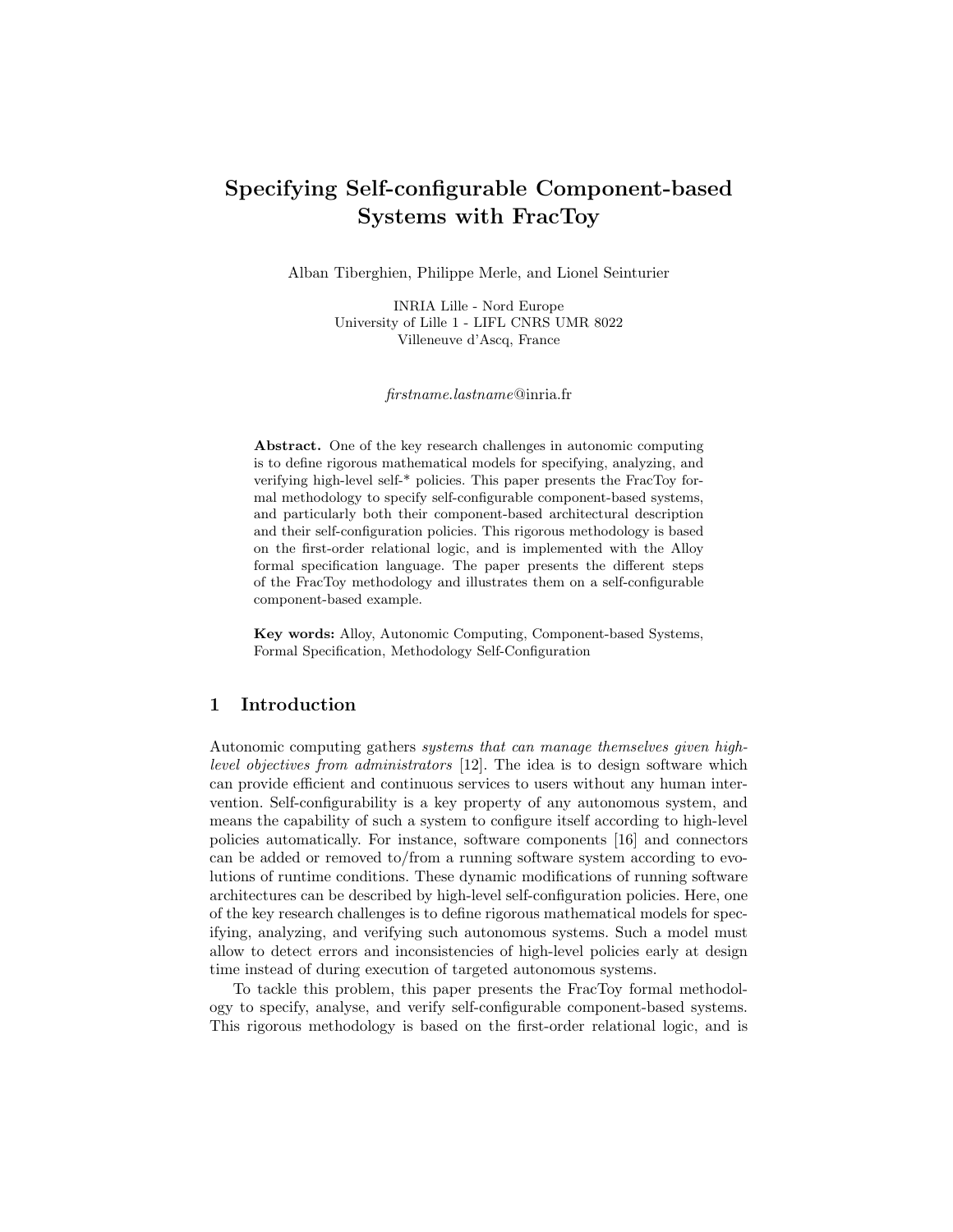# Specifying Self-configurable Component-based Systems with FracToy

Alban Tiberghien, Philippe Merle, and Lionel Seinturier

INRIA Lille - Nord Europe
University of Lille 1 - LIFL CNRS UMR 8022
Villeneuve d'Ascq, France

*firstname.lastname*@inria.fr

**Abstract.** One of the key research challenges in autonomic computing is to define rigorous mathematical models for specifying, analyzing, and verifying high-level self-* policies. This paper presents the FracToy formal methodology to specify self-configurable component-based systems, and particularly both their component-based architectural description and their self-configuration policies. This rigorous methodology is based on the first-order relational logic, and is implemented with the Alloy formal specification language. The paper presents the different steps of the FracToy methodology and illustrates them on a self-configurable component-based example.

**Key words:** Alloy, Autonomic Computing, Component-based Systems, Formal Specification, Methodology Self-Configuration

## 1 Introduction

Autonomic computing gathers *systems that can manage themselves given high-level objectives from administrators* [12]. The idea is to design software which can provide efficient and continuous services to users without any human intervention. Self-configurability is a key property of any autonomous system, and means the capability of such a system to configure itself according to high-level policies automatically. For instance, software components [16] and connectors can be added or removed to/from a running software system according to evolutions of runtime conditions. These dynamic modifications of running software architectures can be described by high-level self-configuration policies. Here, one of the key research challenges is to define rigorous mathematical models for specifying, analyzing, and verifying such autonomous systems. Such a model must allow to detect errors and inconsistencies of high-level policies early at design time instead of during execution of targeted autonomous systems.

To tackle this problem, this paper presents the FracToy formal methodology to specify, analyse, and verify self-configurable component-based systems. This rigorous methodology is based on the first-order relational logic, and is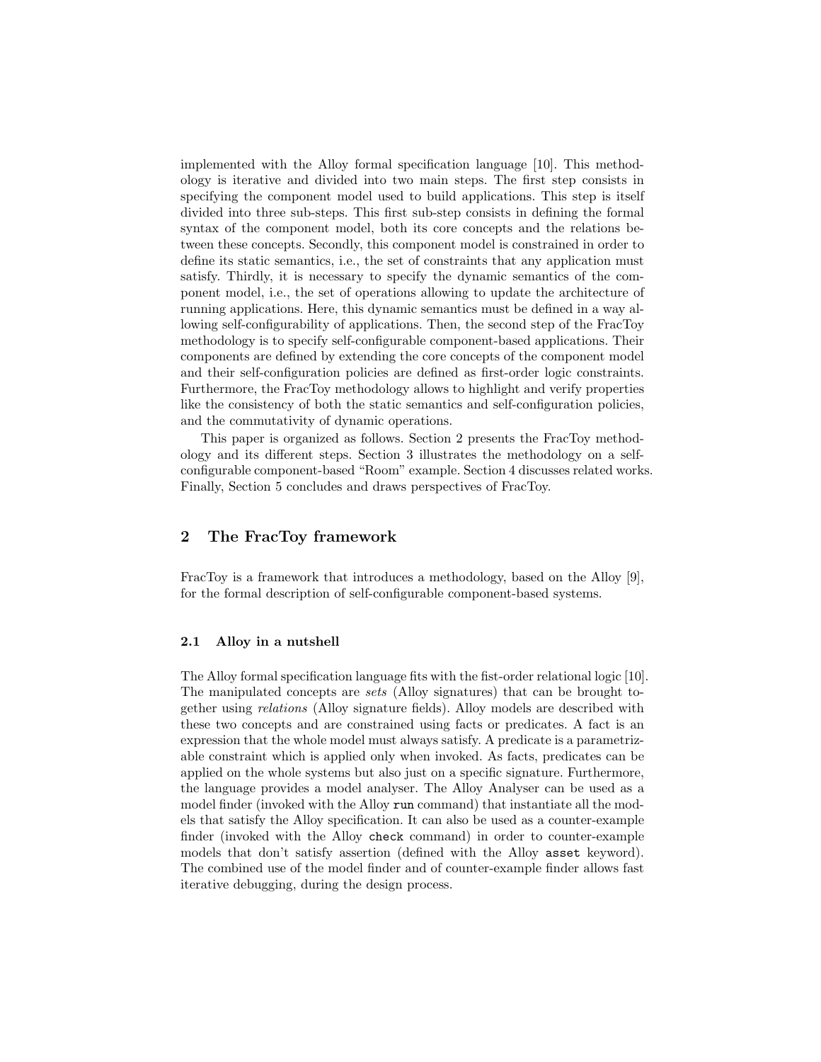implemented with the Alloy formal specification language [10]. This methodology is iterative and divided into two main steps. The first step consists in specifying the component model used to build applications. This step is itself divided into three sub-steps. This first sub-step consists in defining the formal syntax of the component model, both its core concepts and the relations between these concepts. Secondly, this component model is constrained in order to define its static semantics, i.e., the set of constraints that any application must satisfy. Thirdly, it is necessary to specify the dynamic semantics of the component model, i.e., the set of operations allowing to update the architecture of running applications. Here, this dynamic semantics must be defined in a way allowing self-configurability of applications. Then, the second step of the FracToy methodology is to specify self-configurable component-based applications. Their components are defined by extending the core concepts of the component model and their self-configuration policies are defined as first-order logic constraints. Furthermore, the FracToy methodology allows to highlight and verify properties like the consistency of both the static semantics and self-configuration policies, and the commutativity of dynamic operations.

This paper is organized as follows. Section 2 presents the FracToy methodology and its different steps. Section 3 illustrates the methodology on a self-configurable component-based "Room" example. Section 4 discusses related works. Finally, Section 5 concludes and draws perspectives of FracToy.

## 2 The FracToy framework

FracToy is a framework that introduces a methodology, based on the Alloy [9], for the formal description of self-configurable component-based systems.

### 2.1 Alloy in a nutshell

The Alloy formal specification language fits with the fist-order relational logic [10]. The manipulated concepts are *sets* (Alloy signatures) that can be brought together using *relations* (Alloy signature fields). Alloy models are described with these two concepts and are constrained using facts or predicates. A fact is an expression that the whole model must always satisfy. A predicate is a parametrizable constraint which is applied only when invoked. As facts, predicates can be applied on the whole systems but also just on a specific signature. Furthermore, the language provides a model analyser. The Alloy Analyser can be used as a model finder (invoked with the Alloy `run` command) that instantiate all the models that satisfy the Alloy specification. It can also be used as a counter-example finder (invoked with the Alloy `check` command) in order to counter-example models that don't satisfy assertion (defined with the Alloy `asset` keyword). The combined use of the model finder and of counter-example finder allows fast iterative debugging, during the design process.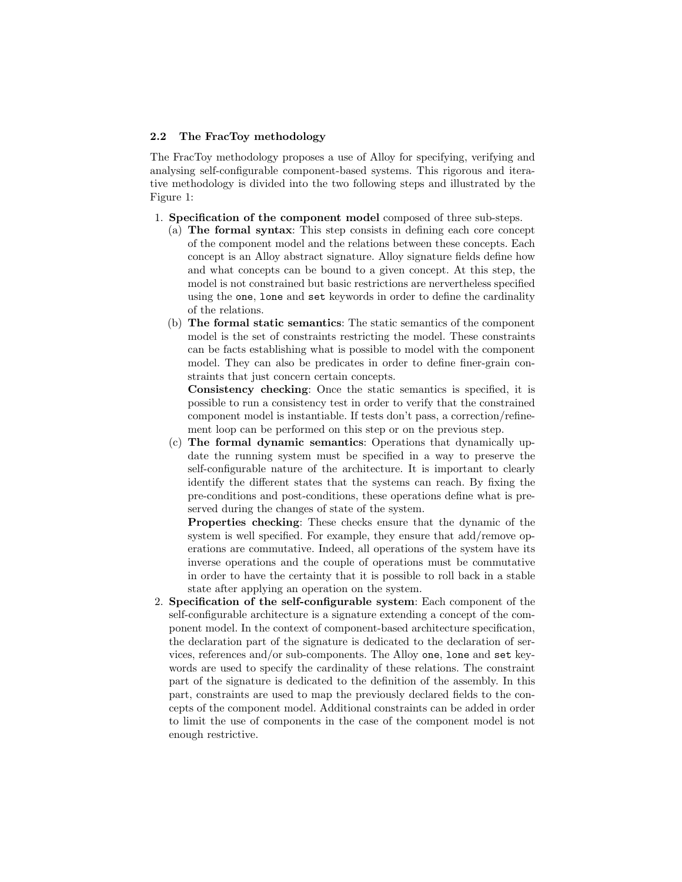### 2.2 The FracToy methodology

The FracToy methodology proposes a use of Alloy for specifying, verifying and analysing self-configurable component-based systems. This rigorous and iterative methodology is divided into the two following steps and illustrated by the Figure 1:

1. **Specification of the component model** composed of three sub-steps.
   (a) **The formal syntax**: This step consists in defining each core concept of the component model and the relations between these concepts. Each concept is an Alloy abstract signature. Alloy signature fields define how and what concepts can be bound to a given concept. At this step, the model is not constrained but basic restrictions are nervertheless specified using the `one`, `lone` and `set` keywords in order to define the cardinality of the relations.
   (b) **The formal static semantics**: The static semantics of the component model is the set of constraints restricting the model. These constraints can be facts establishing what is possible to model with the component model. They can also be predicates in order to define finer-grain constraints that just concern certain concepts.
   **Consistency checking**: Once the static semantics is specified, it is possible to run a consistency test in order to verify that the constrained component model is instantiable. If tests don't pass, a correction/refinement loop can be performed on this step or on the previous step.
   (c) **The formal dynamic semantics**: Operations that dynamically update the running system must be specified in a way to preserve the self-configurable nature of the architecture. It is important to clearly identify the different states that the systems can reach. By fixing the pre-conditions and post-conditions, these operations define what is preserved during the changes of state of the system.
   **Properties checking**: These checks ensure that the dynamic of the system is well specified. For example, they ensure that add/remove operations are commutative. Indeed, all operations of the system have its inverse operations and the couple of operations must be commutative in order to have the certainty that it is possible to roll back in a stable state after applying an operation on the system.
2. **Specification of the self-configurable system**: Each component of the self-configurable architecture is a signature extending a concept of the component model. In the context of component-based architecture specification, the declaration part of the signature is dedicated to the declaration of services, references and/or sub-components. The Alloy `one`, `lone` and `set` keywords are used to specify the cardinality of these relations. The constraint part of the signature is dedicated to the definition of the assembly. In this part, constraints are used to map the previously declared fields to the concepts of the component model. Additional constraints can be added in order to limit the use of components in the case of the component model is not enough restrictive.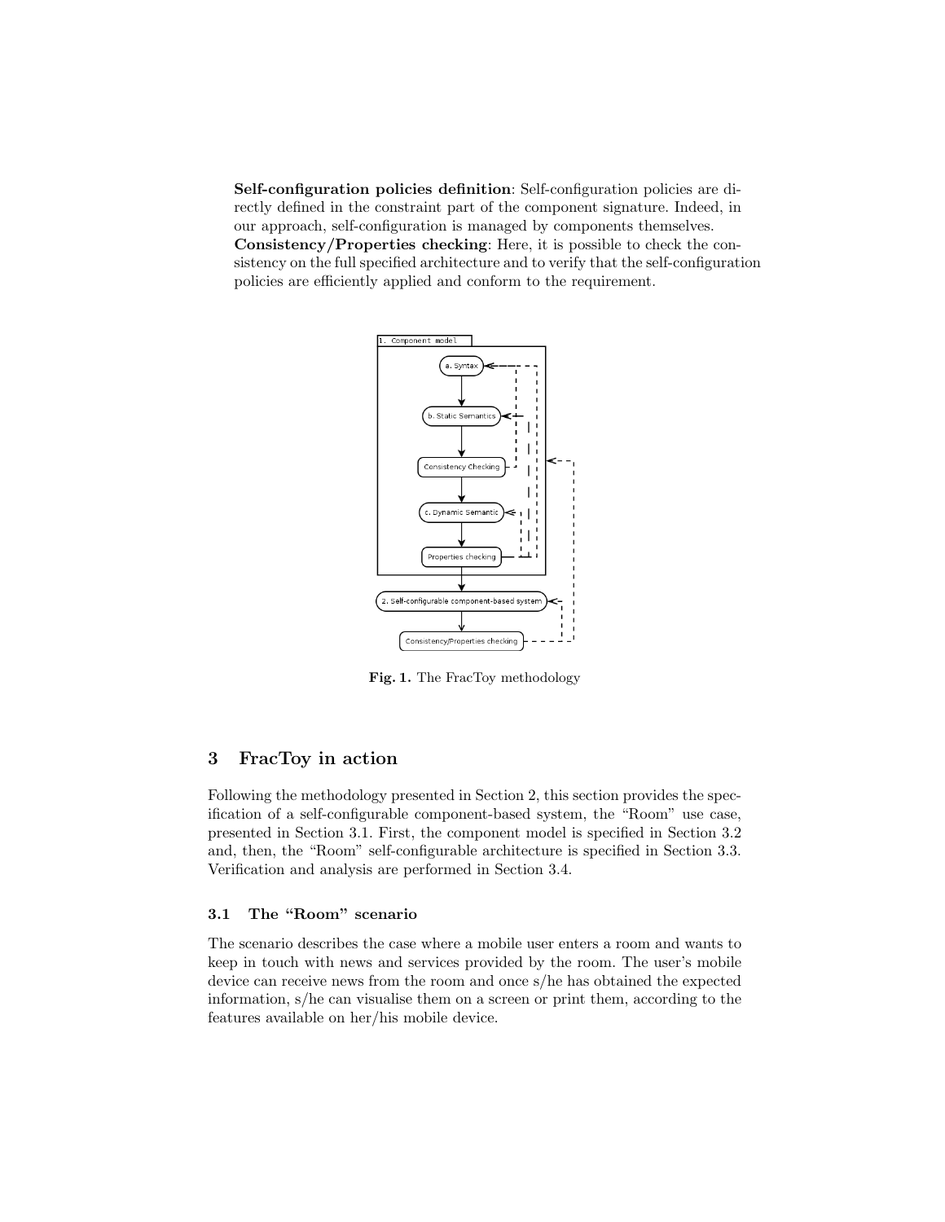**Self-configuration policies definition**: Self-configuration policies are directly defined in the constraint part of the component signature. Indeed, in our approach, self-configuration is managed by components themselves.
**Consistency/Properties checking**: Here, it is possible to check the consistency on the full specified architecture and to verify that the self-configuration policies are efficiently applied and conform to the requirement.

**Fig. 1.** The FracToy methodology

## 3 FracToy in action

Following the methodology presented in Section 2, this section provides the specification of a self-configurable component-based system, the "Room" use case, presented in Section 3.1. First, the component model is specified in Section 3.2 and, then, the "Room" self-configurable architecture is specified in Section 3.3. Verification and analysis are performed in Section 3.4.

### 3.1 The "Room" scenario

The scenario describes the case where a mobile user enters a room and wants to keep in touch with news and services provided by the room. The user's mobile device can receive news from the room and once s/he has obtained the expected information, s/he can visualise them on a screen or print them, according to the features available on her/his mobile device.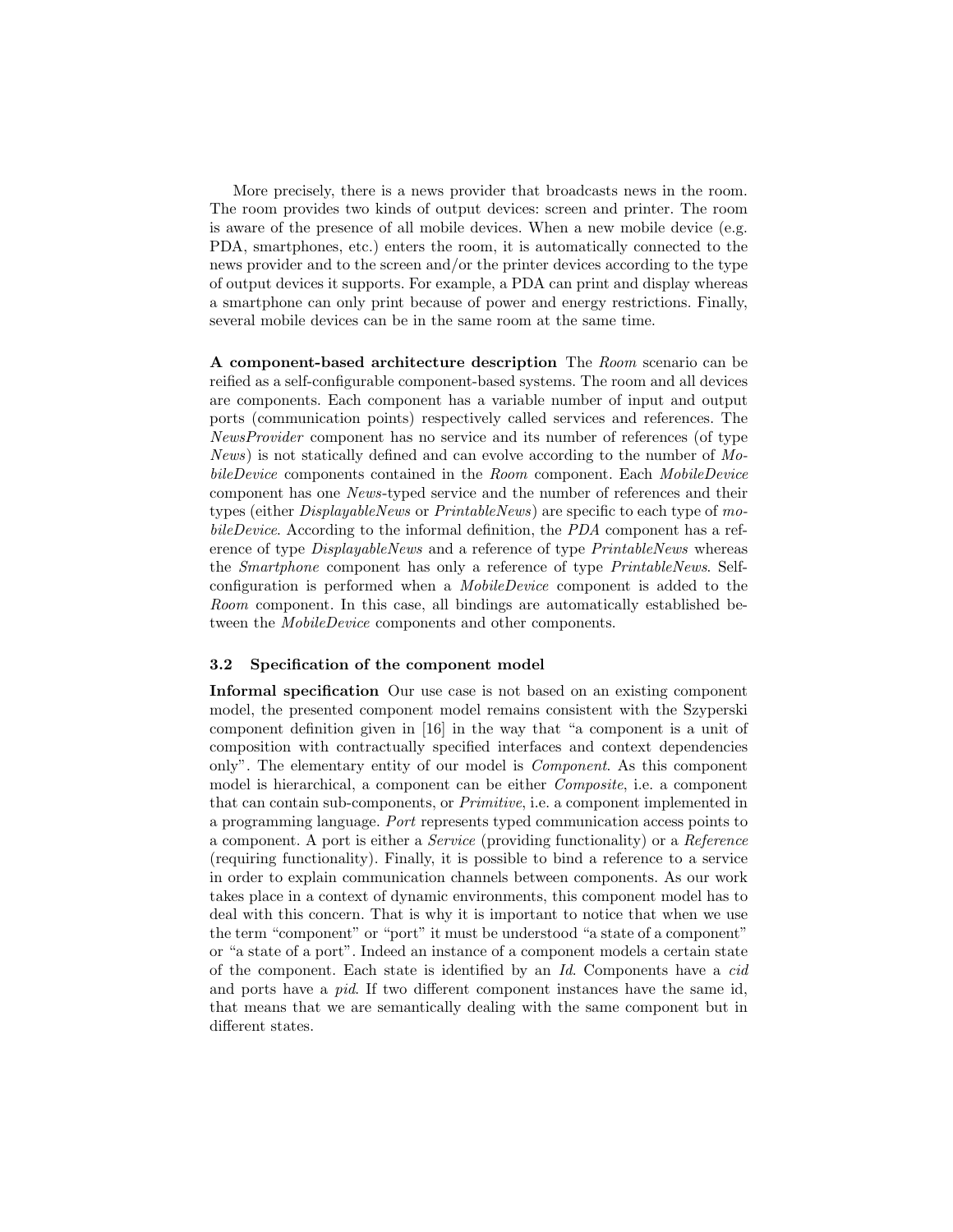More precisely, there is a news provider that broadcasts news in the room. The room provides two kinds of output devices: screen and printer. The room is aware of the presence of all mobile devices. When a new mobile device (e.g. PDA, smartphones, etc.) enters the room, it is automatically connected to the news provider and to the screen and/or the printer devices according to the type of output devices it supports. For example, a PDA can print and display whereas a smartphone can only print because of power and energy restrictions. Finally, several mobile devices can be in the same room at the same time.

**A component-based architecture description** The *Room* scenario can be reified as a self-configurable component-based systems. The room and all devices are components. Each component has a variable number of input and output ports (communication points) respectively called services and references. The *NewsProvider* component has no service and its number of references (of type *News*) is not statically defined and can evolve according to the number of *MobileDevice* components contained in the *Room* component. Each *MobileDevice* component has one *News*-typed service and the number of references and their types (either *DisplayableNews* or *PrintableNews*) are specific to each type of *mobileDevice*. According to the informal definition, the *PDA* component has a reference of type *DisplayableNews* and a reference of type *PrintableNews* whereas the *Smartphone* component has only a reference of type *PrintableNews*. Self-configuration is performed when a *MobileDevice* component is added to the *Room* component. In this case, all bindings are automatically established between the *MobileDevice* components and other components.

### 3.2 Specification of the component model

**Informal specification** Our use case is not based on an existing component model, the presented component model remains consistent with the Szyperski component definition given in [16] in the way that "a component is a unit of composition with contractually specified interfaces and context dependencies only". The elementary entity of our model is *Component*. As this component model is hierarchical, a component can be either *Composite*, i.e. a component that can contain sub-components, or *Primitive*, i.e. a component implemented in a programming language. *Port* represents typed communication access points to a component. A port is either a *Service* (providing functionality) or a *Reference* (requiring functionality). Finally, it is possible to bind a reference to a service in order to explain communication channels between components. As our work takes place in a context of dynamic environments, this component model has to deal with this concern. That is why it is important to notice that when we use the term "component" or "port" it must be understood "a state of a component" or "a state of a port". Indeed an instance of a component models a certain state of the component. Each state is identified by an *Id*. Components have a *cid* and ports have a *pid*. If two different component instances have the same id, that means that we are semantically dealing with the same component but in different states.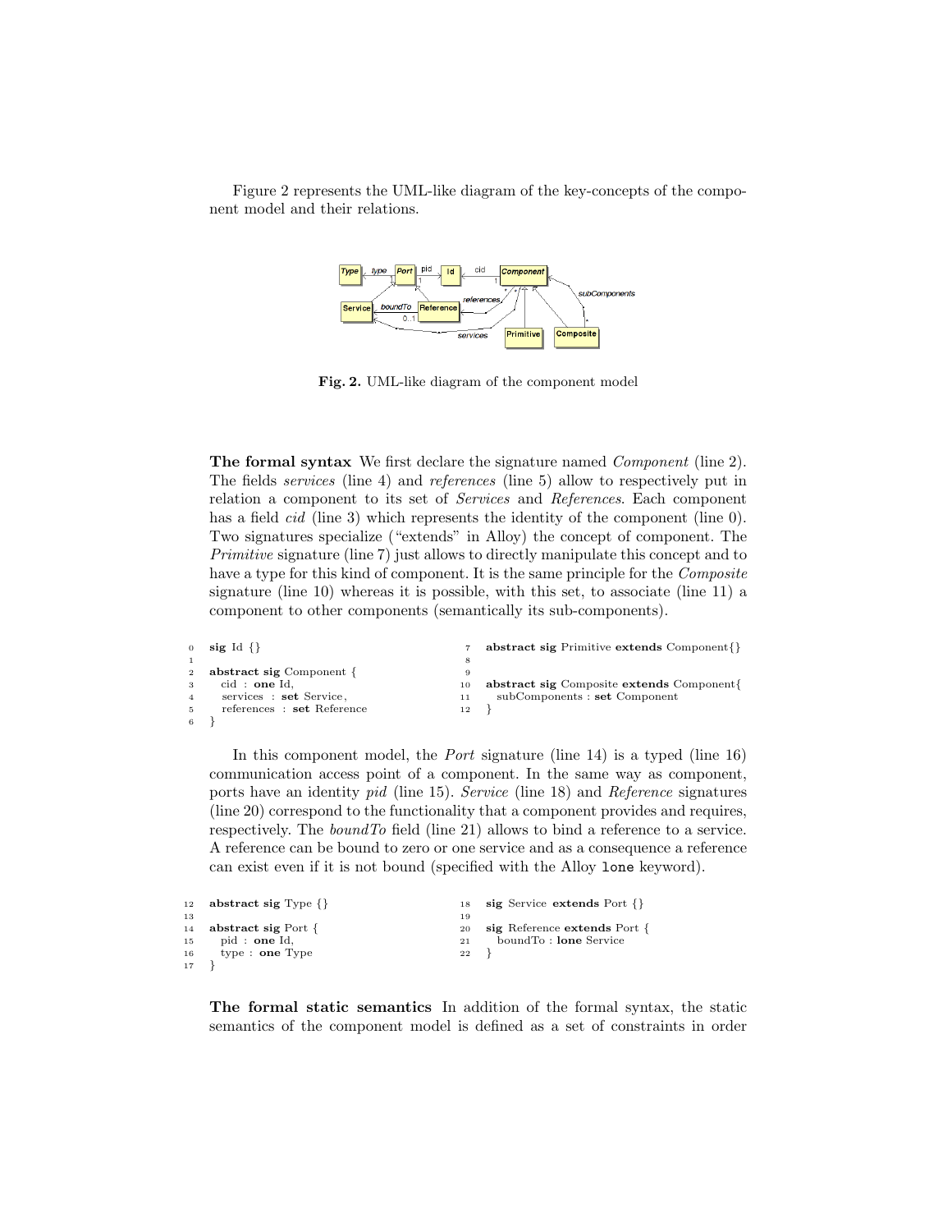Figure 2 represents the UML-like diagram of the key-concepts of the component model and their relations.

**Fig. 2.** UML-like diagram of the component model

**The formal syntax** We first declare the signature named *Component* (line 2). The fields *services* (line 4) and *references* (line 5) allow to respectively put in relation a component to its set of *Services* and *References*. Each component has a field *cid* (line 3) which represents the identity of the component (line 0). Two signatures specialize ("extends" in Alloy) the concept of component. The *Primitive* signature (line 7) just allows to directly manipulate this concept and to have a type for this kind of component. It is the same principle for the *Composite* signature (line 10) whereas it is possible, with this set, to associate (line 11) a component to other components (semantically its sub-components).

```
0  sig Id {}
1
2  abstract sig Component {
3    cid : one Id,
4    services : set Service,
5    references : set Reference
6  }
7  abstract sig Primitive extends Component{}
8
9
10 abstract sig Composite extends Component{
11   subComponents : set Component
12 }
```

In this component model, the *Port* signature (line 14) is a typed (line 16) communication access point of a component. In the same way as component, ports have an identity *pid* (line 15). *Service* (line 18) and *Reference* signatures (line 20) correspond to the functionality that a component provides and requires, respectively. The *boundTo* field (line 21) allows to bind a reference to a service. A reference can be bound to zero or one service and as a consequence a reference can exist even if it is not bound (specified with the Alloy `lone` keyword).

```
12 abstract sig Type {}
13
14 abstract sig Port {
15   pid : one Id,
16   type : one Type
17 }
18 sig Service extends Port {}
19
20 sig Reference extends Port {
21   boundTo : lone Service
22 }
```

**The formal static semantics** In addition of the formal syntax, the static semantics of the component model is defined as a set of constraints in order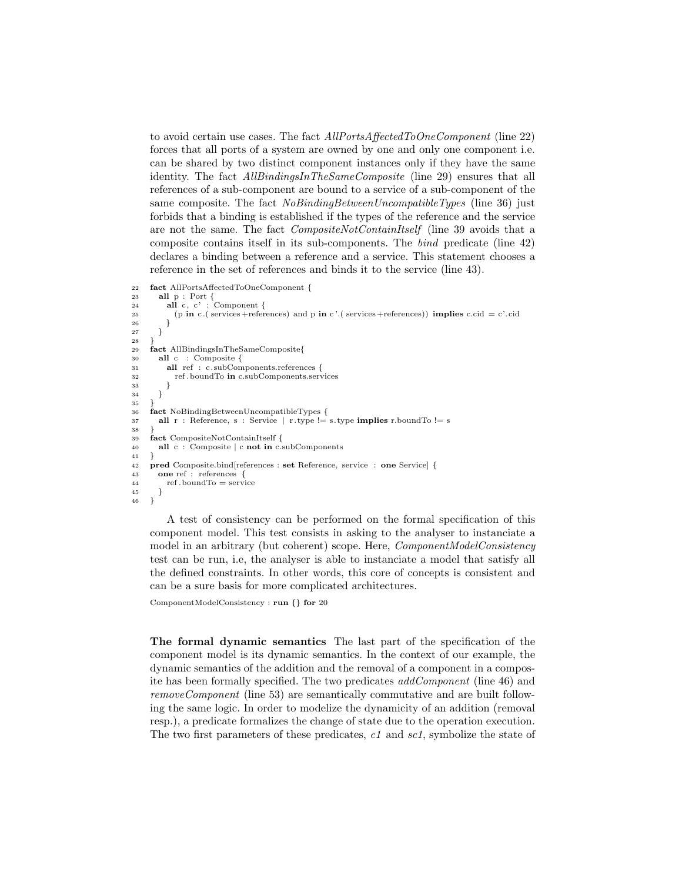to avoid certain use cases. The fact *AllPortsAffectedToOneComponent* (line 22) forces that all ports of a system are owned by one and only one component i.e. can be shared by two distinct component instances only if they have the same identity. The fact *AllBindingsInTheSameComposite* (line 29) ensures that all references of a sub-component are bound to a service of a sub-component of the same composite. The fact *NoBindingBetweenUncompatibleTypes* (line 36) just forbids that a binding is established if the types of the reference and the service are not the same. The fact *CompositeNotContainItself* (line 39 avoids that a composite contains itself in its sub-components. The *bind* predicate (line 42) declares a binding between a reference and a service. This statement chooses a reference in the set of references and binds it to the service (line 43).

```
22  fact AllPortsAffectedToOneComponent {
23    all p : Port {
24      all c, c' : Component {
25        (p in c.( services+references) and p in c'.( services+references)) implies c.cid = c'.cid
26      }
27    }
28  }
29  fact AllBindingsInTheSameComposite{
30    all c  : Composite {
31      all ref : c.subComponents.references {
32        ref.boundTo in c.subComponents.services
33      }
34    }
35  }
36  fact NoBindingBetweenUncompatibleTypes {
37    all r : Reference, s : Service | r.type != s.type implies r.boundTo != s
38  }
39  fact CompositeNotContainItself {
40    all c : Composite | c not in c.subComponents
41  }
42  pred Composite.bind[references : set Reference, service  : one Service] {
43    one ref : references {
44      ref.boundTo = service
45    }
46  }
```

A test of consistency can be performed on the formal specification of this component model. This test consists in asking to the analyser to instanciate a model in an arbitrary (but coherent) scope. Here, *ComponentModelConsistency* test can be run, i.e, the analyser is able to instanciate a model that satisfy all the defined constraints. In other words, this core of concepts is consistent and can be a sure basis for more complicated architectures.

```
ComponentModelConsistency : run {} for 20
```

**The formal dynamic semantics** The last part of the specification of the component model is its dynamic semantics. In the context of our example, the dynamic semantics of the addition and the removal of a component in a composite has been formally specified. The two predicates *addComponent* (line 46) and *removeComponent* (line 53) are semantically commutative and are built following the same logic. In order to modelize the dynamicity of an addition (removal resp.), a predicate formalizes the change of state due to the operation execution. The two first parameters of these predicates, *c1* and *sc1*, symbolize the state of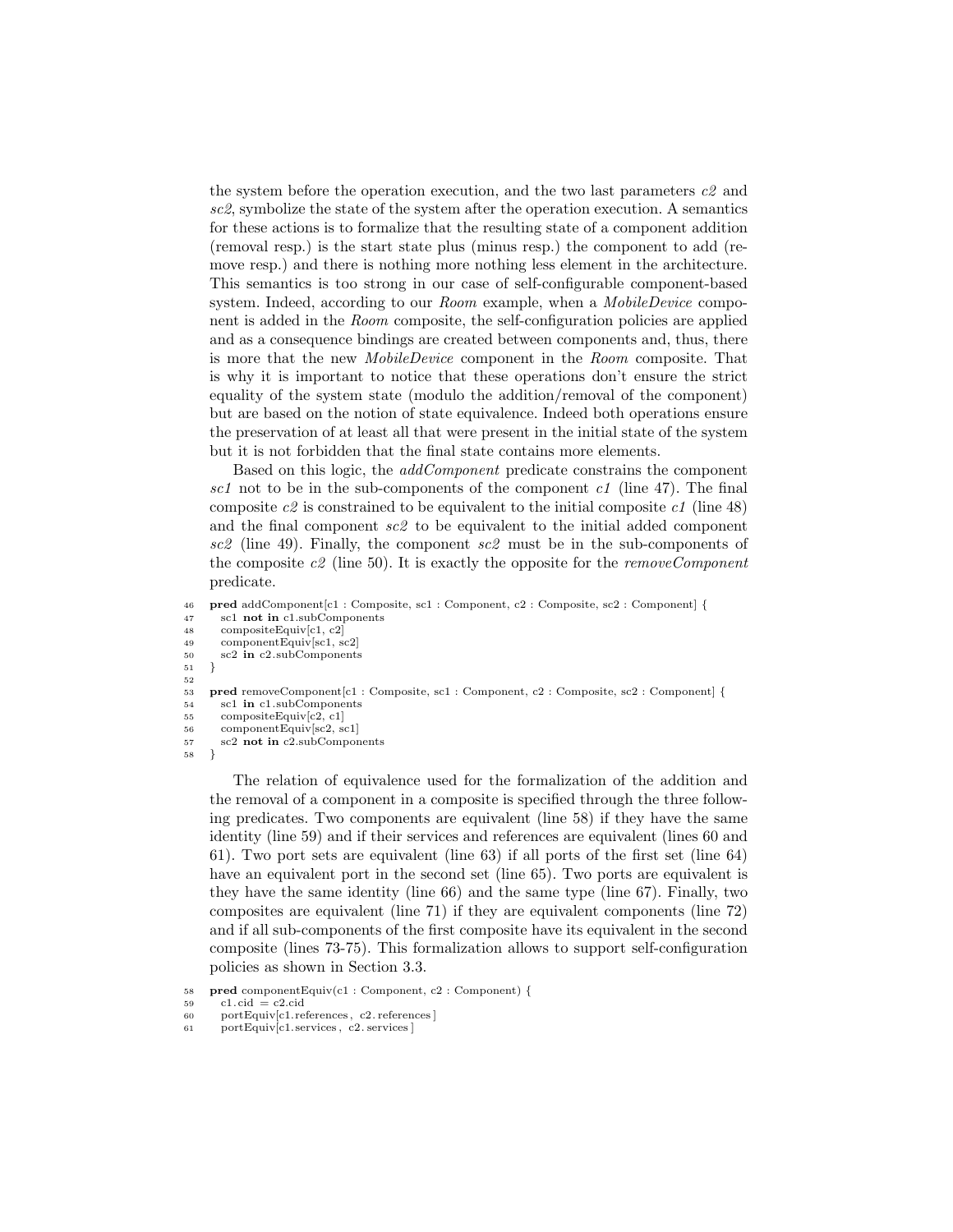the system before the operation execution, and the two last parameters *c2* and *sc2*, symbolize the state of the system after the operation execution. A semantics for these actions is to formalize that the resulting state of a component addition (removal resp.) is the start state plus (minus resp.) the component to add (remove resp.) and there is nothing more nothing less element in the architecture. This semantics is too strong in our case of self-configurable component-based system. Indeed, according to our *Room* example, when a *MobileDevice* component is added in the *Room* composite, the self-configuration policies are applied and as a consequence bindings are created between components and, thus, there is more that the new *MobileDevice* component in the *Room* composite. That is why it is important to notice that these operations don't ensure the strict equality of the system state (modulo the addition/removal of the component) but are based on the notion of state equivalence. Indeed both operations ensure the preservation of at least all that were present in the initial state of the system but it is not forbidden that the final state contains more elements.

Based on this logic, the *addComponent* predicate constrains the component *sc1* not to be in the sub-components of the component *c1* (line 47). The final composite *c2* is constrained to be equivalent to the initial composite *c1* (line 48) and the final component *sc2* to be equivalent to the initial added component *sc2* (line 49). Finally, the component *sc2* must be in the sub-components of the composite *c2* (line 50). It is exactly the opposite for the *removeComponent* predicate.

```
46  pred addComponent[c1 : Composite, sc1 : Component, c2 : Composite, sc2 : Component] {
47    sc1 not in c1.subComponents
48    compositeEquiv[c1, c2]
49    componentEquiv[sc1, sc2]
50    sc2 in c2.subComponents
51  }
52
53  pred removeComponent[c1 : Composite, sc1 : Component, c2 : Composite, sc2 : Component] {
54    sc1 in c1.subComponents
55    compositeEquiv[c2, c1]
56    componentEquiv[sc2, sc1]
57    sc2 not in c2.subComponents
58  }
```

The relation of equivalence used for the formalization of the addition and the removal of a component in a composite is specified through the three following predicates. Two components are equivalent (line 58) if they have the same identity (line 59) and if their services and references are equivalent (lines 60 and 61). Two port sets are equivalent (line 63) if all ports of the first set (line 64) have an equivalent port in the second set (line 65). Two ports are equivalent is they have the same identity (line 66) and the same type (line 67). Finally, two composites are equivalent (line 71) if they are equivalent components (line 72) and if all sub-components of the first composite have its equivalent in the second composite (lines 73-75). This formalization allows to support self-configuration policies as shown in Section 3.3.

```
58  pred componentEquiv(c1 : Component, c2 : Component) {
59    c1.cid = c2.cid
60    portEquiv[c1.references, c2.references]
61    portEquiv[c1.services, c2.services]
```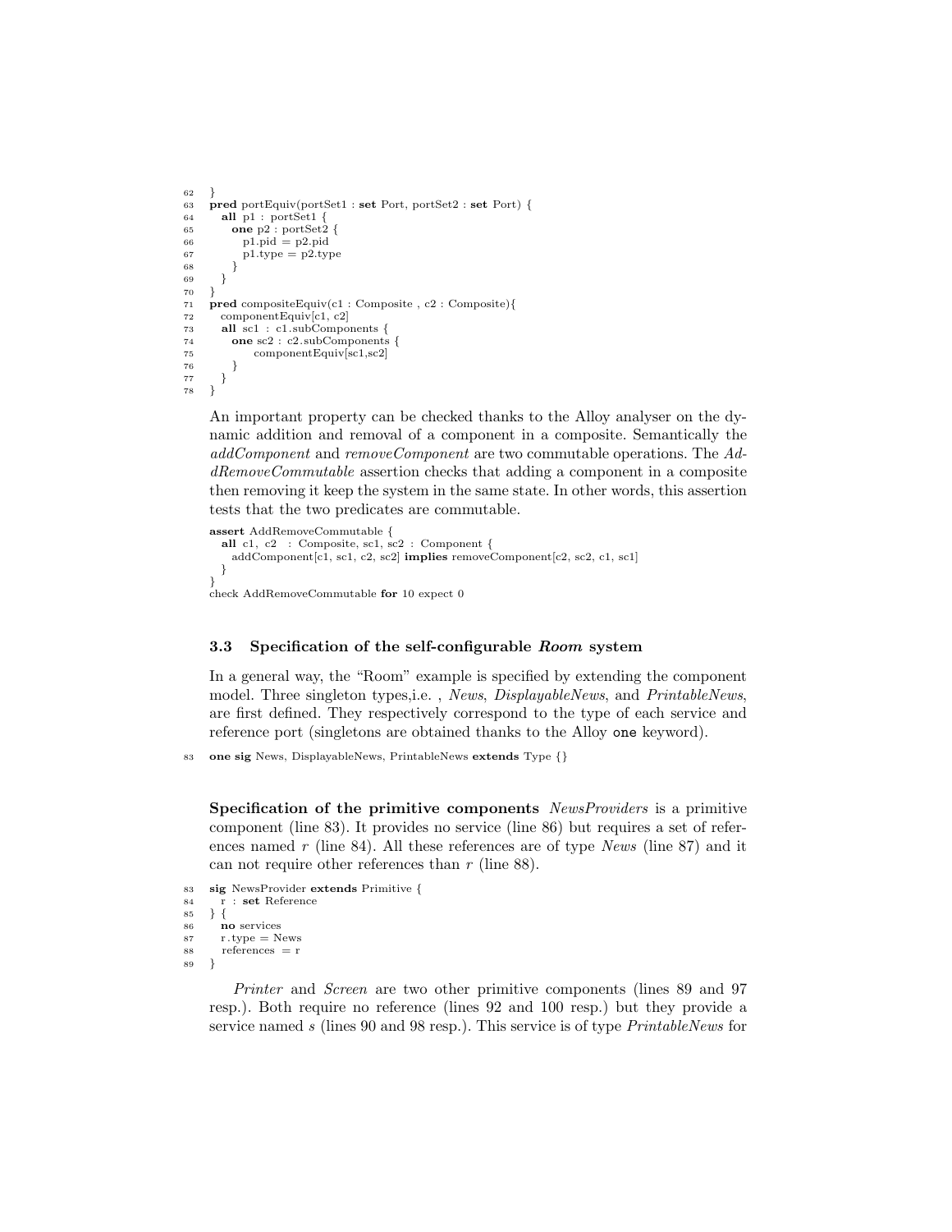```
62  }
63  pred portEquiv(portSet1 : set Port, portSet2 : set Port) {
64    all p1 : portSet1 {
65      one p2 : portSet2 {
66        p1.pid = p2.pid
67        p1.type = p2.type
68      }
69    }
70  }
71  pred compositeEquiv(c1 : Composite , c2 : Composite){
72    componentEquiv[c1, c2]
73    all sc1 : c1.subComponents {
74      one sc2 : c2.subComponents {
75           componentEquiv[sc1,sc2]
76      }
77    }
78  }
```

An important property can be checked thanks to the Alloy analyser on the dynamic addition and removal of a component in a composite. Semantically the *addComponent* and *removeComponent* are two commutable operations. The *AddRemoveCommutable* assertion checks that adding a component in a composite then removing it keep the system in the same state. In other words, this assertion tests that the two predicates are commutable.

```
assert AddRemoveCommutable {
  all c1, c2  : Composite, sc1, sc2 : Component {
    addComponent[c1, sc1, c2, sc2] implies removeComponent[c2, sc2, c1, sc1]
  }
}
check AddRemoveCommutable for 10 expect 0
```

### 3.3 Specification of the self-configurable *Room* system

In a general way, the "Room" example is specified by extending the component model. Three singleton types,i.e. , *News*, *DisplayableNews*, and *PrintableNews*, are first defined. They respectively correspond to the type of each service and reference port (singletons are obtained thanks to the Alloy `one` keyword).

```
83  one sig News, DisplayableNews, PrintableNews extends Type {}
```

**Specification of the primitive components** *NewsProviders* is a primitive component (line 83). It provides no service (line 86) but requires a set of references named *r* (line 84). All these references are of type *News* (line 87) and it can not require other references than *r* (line 88).

```
83  sig NewsProvider extends Primitive {
84    r : set Reference
85  } {
86    no services
87    r.type = News
88    references = r
89  }
```

*Printer* and *Screen* are two other primitive components (lines 89 and 97 resp.). Both require no reference (lines 92 and 100 resp.) but they provide a service named *s* (lines 90 and 98 resp.). This service is of type *PrintableNews* for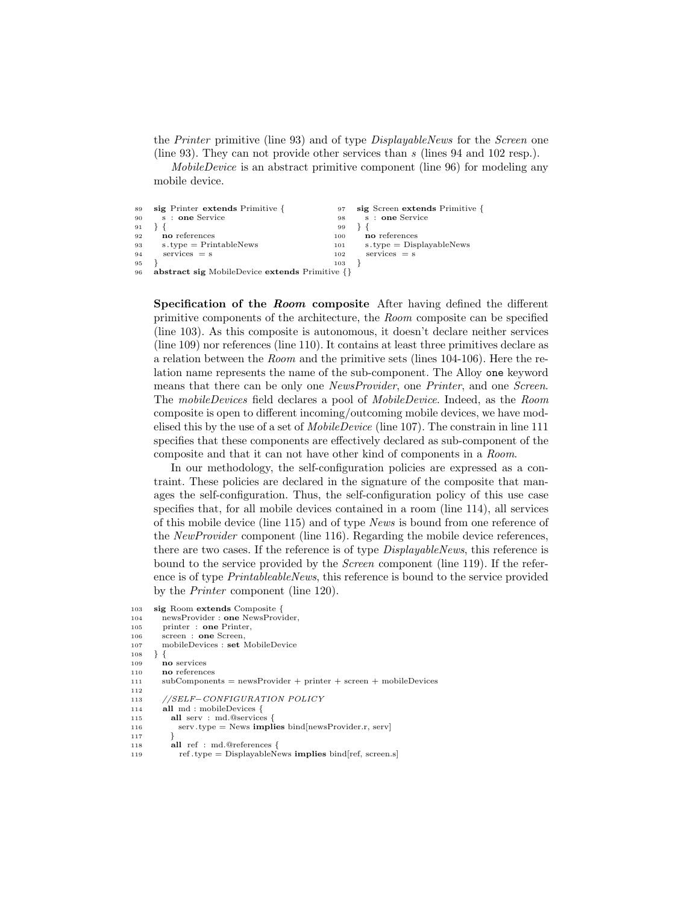the *Printer* primitive (line 93) and of type *DisplayableNews* for the *Screen* one (line 93). They can not provide other services than *s* (lines 94 and 102 resp.).

*MobileDevice* is an abstract primitive component (line 96) for modeling any mobile device.

```
89  sig Printer extends Primitive {
90    s : one Service
91  } {
92    no references
93    s.type = PrintableNews
94    services = s
95  }
96  abstract sig MobileDevice extends Primitive {}
```

```
97  sig Screen extends Primitive {
98    s : one Service
99  } {
100   no references
101   s.type = DisplayableNews
102   services = s
103 }
```

**Specification of the *Room* composite** After having defined the different primitive components of the architecture, the *Room* composite can be specified (line 103). As this composite is autonomous, it doesn't declare neither services (line 109) nor references (line 110). It contains at least three primitives declare as a relation between the *Room* and the primitive sets (lines 104-106). Here the relation name represents the name of the sub-component. The Alloy `one` keyword means that there can be only one *NewsProvider*, one *Printer*, and one *Screen*. The *mobileDevices* field declares a pool of *MobileDevice*. Indeed, as the *Room* composite is open to different incoming/outcoming mobile devices, we have modelised this by the use of a set of *MobileDevice* (line 107). The constrain in line 111 specifies that these components are effectively declared as sub-component of the composite and that it can not have other kind of components in a *Room*.

In our methodology, the self-configuration policies are expressed as a contraint. These policies are declared in the signature of the composite that manages the self-configuration. Thus, the self-configuration policy of this use case specifies that, for all mobile devices contained in a room (line 114), all services of this mobile device (line 115) and of type *News* is bound from one reference of the *NewProvider* component (line 116). Regarding the mobile device references, there are two cases. If the reference is of type *DisplayableNews*, this reference is bound to the service provided by the *Screen* component (line 119). If the reference is of type *PrintableableNews*, this reference is bound to the service provided by the *Printer* component (line 120).

```
103 sig Room extends Composite {
104   newsProvider : one NewsProvider,
105   printer : one Printer,
106   screen : one Screen,
107   mobileDevices : set MobileDevice
108 } {
109   no services
110   no references
111   subComponents = newsProvider + printer + screen + mobileDevices
112
113   //SELF-CONFIGURATION POLICY
114   all md : mobileDevices {
115     all serv : md.@services {
116       serv.type = News implies bind[newsProvider.r, serv]
117     }
118     all ref : md.@references {
119       ref.type = DisplayableNews implies bind[ref, screen.s]
```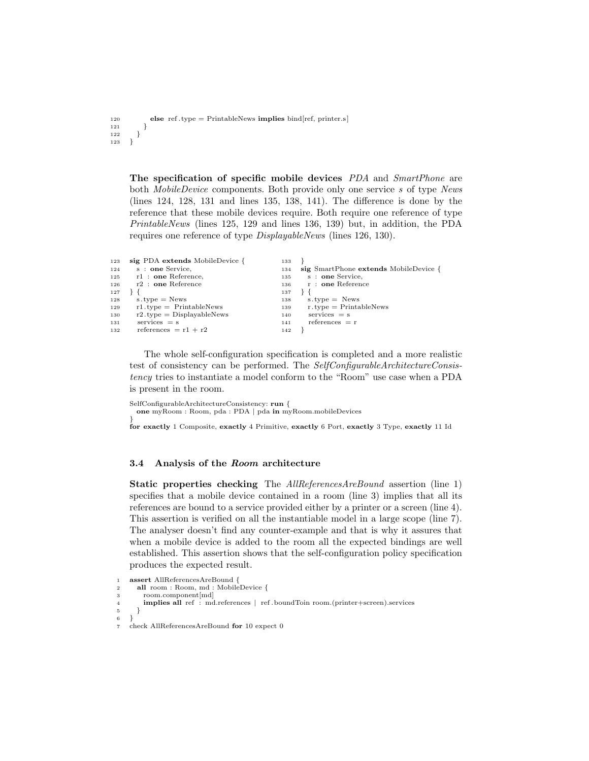```
120         else ref.type = PrintableNews implies bind[ref, printer.s]
121       }
122     }
123   }
```

**The specification of specific mobile devices** *PDA* and *SmartPhone* are both *MobileDevice* components. Both provide only one service *s* of type *News* (lines 124, 128, 131 and lines 135, 138, 141). The difference is done by the reference that these mobile devices require. Both require one reference of type *PrintableNews* (lines 125, 129 and lines 136, 139) but, in addition, the PDA requires one reference of type *DisplayableNews* (lines 126, 130).

```
123   sig PDA extends MobileDevice {
124     s : one Service,
125     r1 : one Reference,
126     r2 : one Reference
127   } {
128     s.type = News
129     r1.type = PrintableNews
130     r2.type = DisplayableNews
131     services = s
132     references = r1 + r2
133   }
134   sig SmartPhone extends MobileDevice {
135     s : one Service,
136     r : one Reference
137   } {
138     s.type = News
139     r.type = PrintableNews
140     services = s
141     references = r
142   }
```

The whole self-configuration specification is completed and a more realistic test of consistency can be performed. The *SelfConfigurableArchitectureConsistency* tries to instantiate a model conform to the "Room" use case when a PDA is present in the room.

```
SelfConfigurableArchitectureConsistency: run {
  one myRoom : Room, pda : PDA | pda in myRoom.mobileDevices
}
for exactly 1 Composite, exactly 4 Primitive, exactly 6 Port, exactly 3 Type, exactly 11 Id
```

### 3.4 Analysis of the *Room* architecture

**Static properties checking** The *AllReferencesAreBound* assertion (line 1) specifies that a mobile device contained in a room (line 3) implies that all its references are bound to a service provided either by a printer or a screen (line 4). This assertion is verified on all the instantiable model in a large scope (line 7). The analyser doesn't find any counter-example and that is why it assures that when a mobile device is added to the room all the expected bindings are well established. This assertion shows that the self-configuration policy specification produces the expected result.

```
1   assert AllReferencesAreBound {
2     all room : Room, md : MobileDevice {
3       room.component[md]
4       implies all ref : md.references | ref.boundToin room.(printer+screen).services
5     }
6   }
7   check AllReferencesAreBound for 10 expect 0
```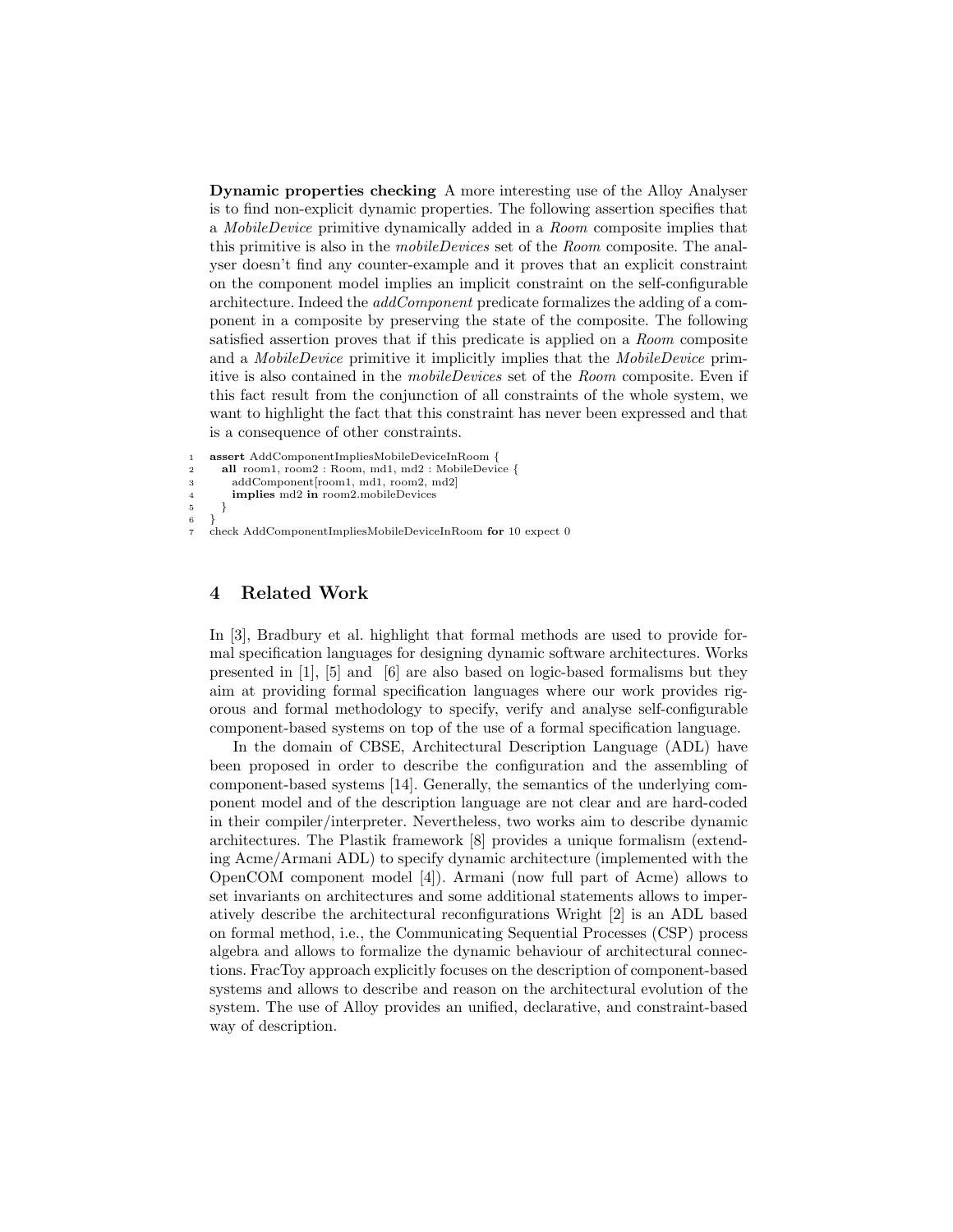**Dynamic properties checking** A more interesting use of the Alloy Analyser is to find non-explicit dynamic properties. The following assertion specifies that a *MobileDevice* primitive dynamically added in a *Room* composite implies that this primitive is also in the *mobileDevices* set of the *Room* composite. The analyser doesn't find any counter-example and it proves that an explicit constraint on the component model implies an implicit constraint on the self-configurable architecture. Indeed the *addComponent* predicate formalizes the adding of a component in a composite by preserving the state of the composite. The following satisfied assertion proves that if this predicate is applied on a *Room* composite and a *MobileDevice* primitive it implicitly implies that the *MobileDevice* primitive is also contained in the *mobileDevices* set of the *Room* composite. Even if this fact result from the conjunction of all constraints of the whole system, we want to highlight the fact that this constraint has never been expressed and that is a consequence of other constraints.

```
1  assert AddComponentImpliesMobileDeviceInRoom {
2    all room1, room2 : Room, md1, md2 : MobileDevice {
3      addComponent[room1, md1, room2, md2]
4      implies md2 in room2.mobileDevices
5    }
6  }
7  check AddComponentImpliesMobileDeviceInRoom for 10 expect 0
```

## 4 Related Work

In [3], Bradbury et al. highlight that formal methods are used to provide formal specification languages for designing dynamic software architectures. Works presented in [1], [5] and [6] are also based on logic-based formalisms but they aim at providing formal specification languages where our work provides rigorous and formal methodology to specify, verify and analyse self-configurable component-based systems on top of the use of a formal specification language.

In the domain of CBSE, Architectural Description Language (ADL) have been proposed in order to describe the configuration and the assembling of component-based systems [14]. Generally, the semantics of the underlying component model and of the description language are not clear and are hard-coded in their compiler/interpreter. Nevertheless, two works aim to describe dynamic architectures. The Plastik framework [8] provides a unique formalism (extending Acme/Armani ADL) to specify dynamic architecture (implemented with the OpenCOM component model [4]). Armani (now full part of Acme) allows to set invariants on architectures and some additional statements allows to imperatively describe the architectural reconfigurations Wright [2] is an ADL based on formal method, i.e., the Communicating Sequential Processes (CSP) process algebra and allows to formalize the dynamic behaviour of architectural connections. FracToy approach explicitly focuses on the description of component-based systems and allows to describe and reason on the architectural evolution of the system. The use of Alloy provides an unified, declarative, and constraint-based way of description.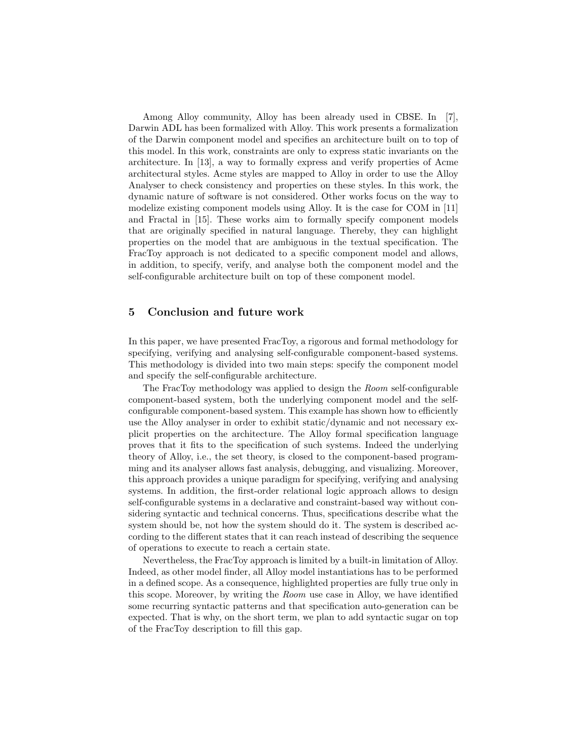Among Alloy community, Alloy has been already used in CBSE. In [7], Darwin ADL has been formalized with Alloy. This work presents a formalization of the Darwin component model and specifies an architecture built on to top of this model. In this work, constraints are only to express static invariants on the architecture. In [13], a way to formally express and verify properties of Acme architectural styles. Acme styles are mapped to Alloy in order to use the Alloy Analyser to check consistency and properties on these styles. In this work, the dynamic nature of software is not considered. Other works focus on the way to modelize existing component models using Alloy. It is the case for COM in [11] and Fractal in [15]. These works aim to formally specify component models that are originally specified in natural language. Thereby, they can highlight properties on the model that are ambiguous in the textual specification. The FracToy approach is not dedicated to a specific component model and allows, in addition, to specify, verify, and analyse both the component model and the self-configurable architecture built on top of these component model.

## 5 Conclusion and future work

In this paper, we have presented FracToy, a rigorous and formal methodology for specifying, verifying and analysing self-configurable component-based systems. This methodology is divided into two main steps: specify the component model and specify the self-configurable architecture.

The FracToy methodology was applied to design the *Room* self-configurable component-based system, both the underlying component model and the self-configurable component-based system. This example has shown how to efficiently use the Alloy analyser in order to exhibit static/dynamic and not necessary explicit properties on the architecture. The Alloy formal specification language proves that it fits to the specification of such systems. Indeed the underlying theory of Alloy, i.e., the set theory, is closed to the component-based programming and its analyser allows fast analysis, debugging, and visualizing. Moreover, this approach provides a unique paradigm for specifying, verifying and analysing systems. In addition, the first-order relational logic approach allows to design self-configurable systems in a declarative and constraint-based way without considering syntactic and technical concerns. Thus, specifications describe what the system should be, not how the system should do it. The system is described according to the different states that it can reach instead of describing the sequence of operations to execute to reach a certain state.

Nevertheless, the FracToy approach is limited by a built-in limitation of Alloy. Indeed, as other model finder, all Alloy model instantiations has to be performed in a defined scope. As a consequence, highlighted properties are fully true only in this scope. Moreover, by writing the *Room* use case in Alloy, we have identified some recurring syntactic patterns and that specification auto-generation can be expected. That is why, on the short term, we plan to add syntactic sugar on top of the FracToy description to fill this gap.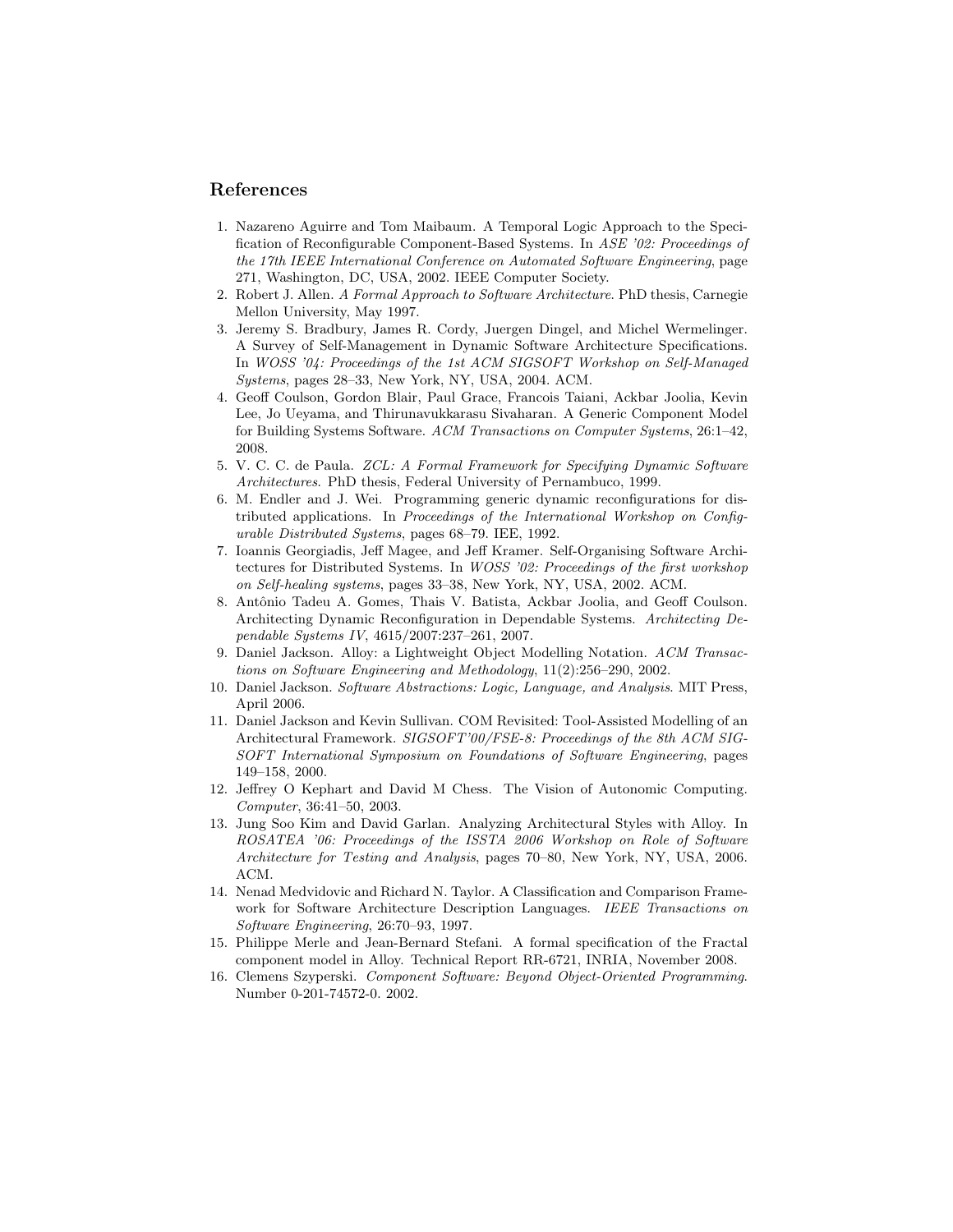## References

1. Nazareno Aguirre and Tom Maibaum. A Temporal Logic Approach to the Specification of Reconfigurable Component-Based Systems. In *ASE '02: Proceedings of the 17th IEEE International Conference on Automated Software Engineering*, page 271, Washington, DC, USA, 2002. IEEE Computer Society.
2. Robert J. Allen. *A Formal Approach to Software Architecture*. PhD thesis, Carnegie Mellon University, May 1997.
3. Jeremy S. Bradbury, James R. Cordy, Juergen Dingel, and Michel Wermelinger. A Survey of Self-Management in Dynamic Software Architecture Specifications. In *WOSS '04: Proceedings of the 1st ACM SIGSOFT Workshop on Self-Managed Systems*, pages 28–33, New York, NY, USA, 2004. ACM.
4. Geoff Coulson, Gordon Blair, Paul Grace, Francois Taiani, Ackbar Joolia, Kevin Lee, Jo Ueyama, and Thirunavukkarasu Sivaharan. A Generic Component Model for Building Systems Software. *ACM Transactions on Computer Systems*, 26:1–42, 2008.
5. V. C. C. de Paula. *ZCL: A Formal Framework for Specifying Dynamic Software Architectures*. PhD thesis, Federal University of Pernambuco, 1999.
6. M. Endler and J. Wei. Programming generic dynamic reconfigurations for distributed applications. In *Proceedings of the International Workshop on Configurable Distributed Systems*, pages 68–79. IEE, 1992.
7. Ioannis Georgiadis, Jeff Magee, and Jeff Kramer. Self-Organising Software Architectures for Distributed Systems. In *WOSS '02: Proceedings of the first workshop on Self-healing systems*, pages 33–38, New York, NY, USA, 2002. ACM.
8. Antônio Tadeu A. Gomes, Thais V. Batista, Ackbar Joolia, and Geoff Coulson. Architecting Dynamic Reconfiguration in Dependable Systems. *Architecting Dependable Systems IV*, 4615/2007:237–261, 2007.
9. Daniel Jackson. Alloy: a Lightweight Object Modelling Notation. *ACM Transactions on Software Engineering and Methodology*, 11(2):256–290, 2002.
10. Daniel Jackson. *Software Abstractions: Logic, Language, and Analysis*. MIT Press, April 2006.
11. Daniel Jackson and Kevin Sullivan. COM Revisited: Tool-Assisted Modelling of an Architectural Framework. *SIGSOFT'00/FSE-8: Proceedings of the 8th ACM SIGSOFT International Symposium on Foundations of Software Engineering*, pages 149–158, 2000.
12. Jeffrey O Kephart and David M Chess. The Vision of Autonomic Computing. *Computer*, 36:41–50, 2003.
13. Jung Soo Kim and David Garlan. Analyzing Architectural Styles with Alloy. In *ROSATEA '06: Proceedings of the ISSTA 2006 Workshop on Role of Software Architecture for Testing and Analysis*, pages 70–80, New York, NY, USA, 2006. ACM.
14. Nenad Medvidovic and Richard N. Taylor. A Classification and Comparison Framework for Software Architecture Description Languages. *IEEE Transactions on Software Engineering*, 26:70–93, 1997.
15. Philippe Merle and Jean-Bernard Stefani. A formal specification of the Fractal component model in Alloy. Technical Report RR-6721, INRIA, November 2008.
16. Clemens Szyperski. *Component Software: Beyond Object-Oriented Programming*. Number 0-201-74572-0. 2002.